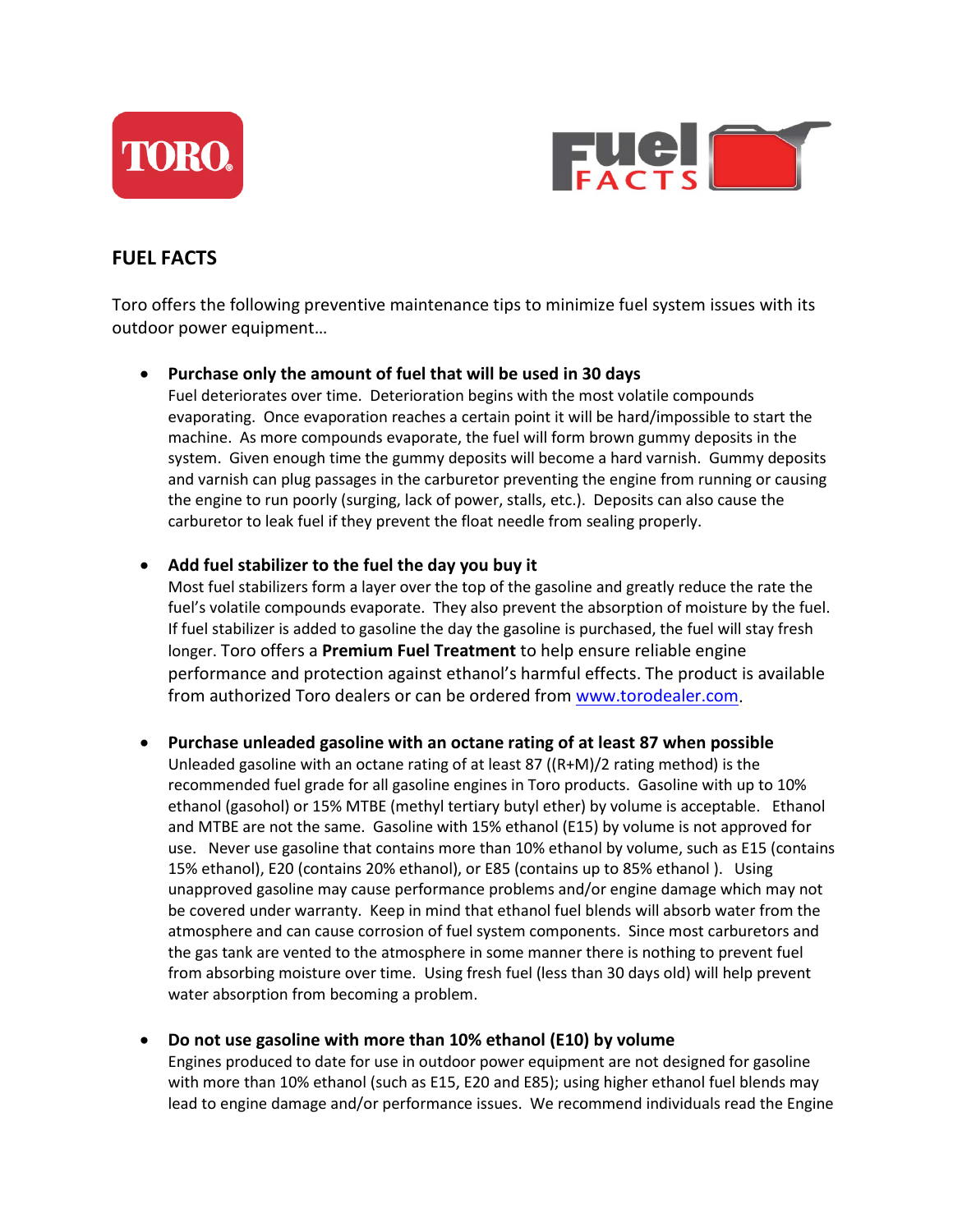# FUEL FACTS

Toro offers the following preventive maintenance tips to minimize fuel system issues with its outdoor power equipment…

- **Purchase only the amount of fuel that will be used in 30 days**
  Fuel deteriorates over time. Deterioration begins with the most volatile compounds evaporating. Once evaporation reaches a certain point it will be hard/impossible to start the machine. As more compounds evaporate, the fuel will form brown gummy deposits in the system. Given enough time the gummy deposits will become a hard varnish. Gummy deposits and varnish can plug passages in the carburetor preventing the engine from running or causing the engine to run poorly (surging, lack of power, stalls, etc.). Deposits can also cause the carburetor to leak fuel if they prevent the float needle from sealing properly.

- **Add fuel stabilizer to the fuel the day you buy it**
  Most fuel stabilizers form a layer over the top of the gasoline and greatly reduce the rate the fuel's volatile compounds evaporate. They also prevent the absorption of moisture by the fuel. If fuel stabilizer is added to gasoline the day the gasoline is purchased, the fuel will stay fresh longer. Toro offers a **Premium Fuel Treatment** to help ensure reliable engine performance and protection against ethanol's harmful effects. The product is available from authorized Toro dealers or can be ordered from www.torodealer.com.

- **Purchase unleaded gasoline with an octane rating of at least 87 when possible**
  Unleaded gasoline with an octane rating of at least 87 ((R+M)/2 rating method) is the recommended fuel grade for all gasoline engines in Toro products. Gasoline with up to 10% ethanol (gasohol) or 15% MTBE (methyl tertiary butyl ether) by volume is acceptable. Ethanol and MTBE are not the same. Gasoline with 15% ethanol (E15) by volume is not approved for use. Never use gasoline that contains more than 10% ethanol by volume, such as E15 (contains 15% ethanol), E20 (contains 20% ethanol), or E85 (contains up to 85% ethanol ). Using unapproved gasoline may cause performance problems and/or engine damage which may not be covered under warranty. Keep in mind that ethanol fuel blends will absorb water from the atmosphere and can cause corrosion of fuel system components. Since most carburetors and the gas tank are vented to the atmosphere in some manner there is nothing to prevent fuel from absorbing moisture over time. Using fresh fuel (less than 30 days old) will help prevent water absorption from becoming a problem.

- **Do not use gasoline with more than 10% ethanol (E10) by volume**
  Engines produced to date for use in outdoor power equipment are not designed for gasoline with more than 10% ethanol (such as E15, E20 and E85); using higher ethanol fuel blends may lead to engine damage and/or performance issues. We recommend individuals read the Engine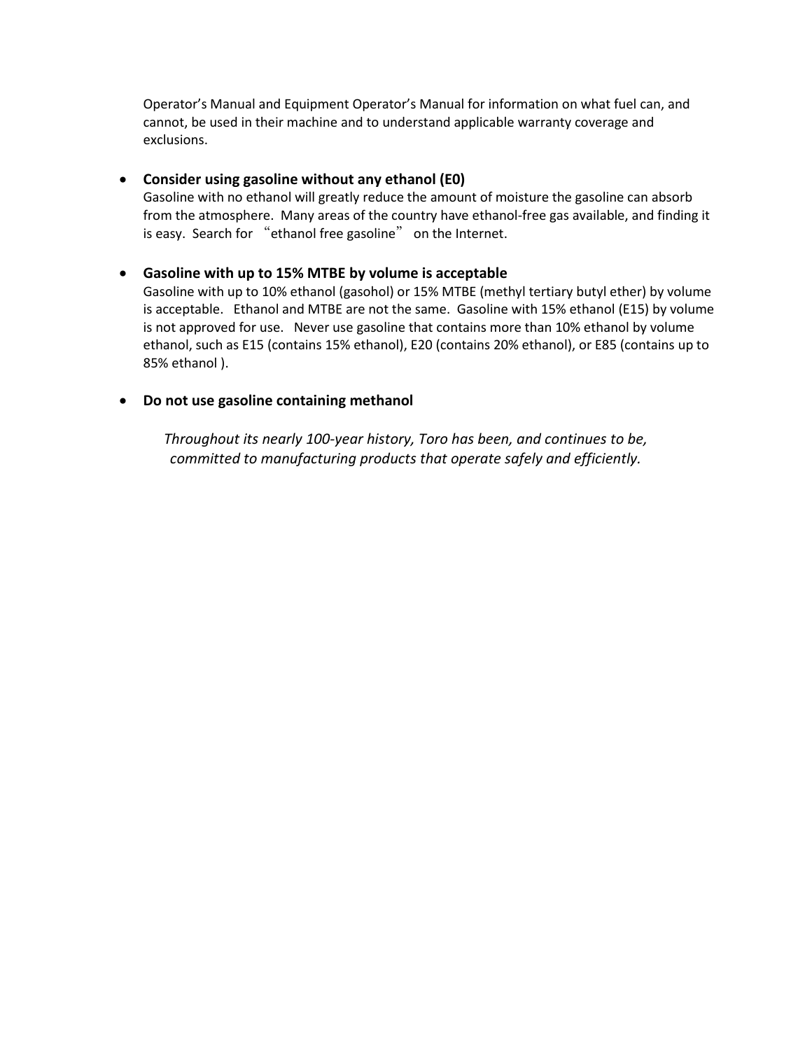Operator’s Manual and Equipment Operator’s Manual for information on what fuel can, and cannot, be used in their machine and to understand applicable warranty coverage and exclusions.

- **Consider using gasoline without any ethanol (E0)**
  Gasoline with no ethanol will greatly reduce the amount of moisture the gasoline can absorb from the atmosphere. Many areas of the country have ethanol-free gas available, and finding it is easy. Search for “ethanol free gasoline” on the Internet.

- **Gasoline with up to 15% MTBE by volume is acceptable**
  Gasoline with up to 10% ethanol (gasohol) or 15% MTBE (methyl tertiary butyl ether) by volume is acceptable. Ethanol and MTBE are not the same. Gasoline with 15% ethanol (E15) by volume is not approved for use. Never use gasoline that contains more than 10% ethanol by volume ethanol, such as E15 (contains 15% ethanol), E20 (contains 20% ethanol), or E85 (contains up to 85% ethanol ).

- **Do not use gasoline containing methanol**

*Throughout its nearly 100-year history, Toro has been, and continues to be, committed to manufacturing products that operate safely and efficiently.*